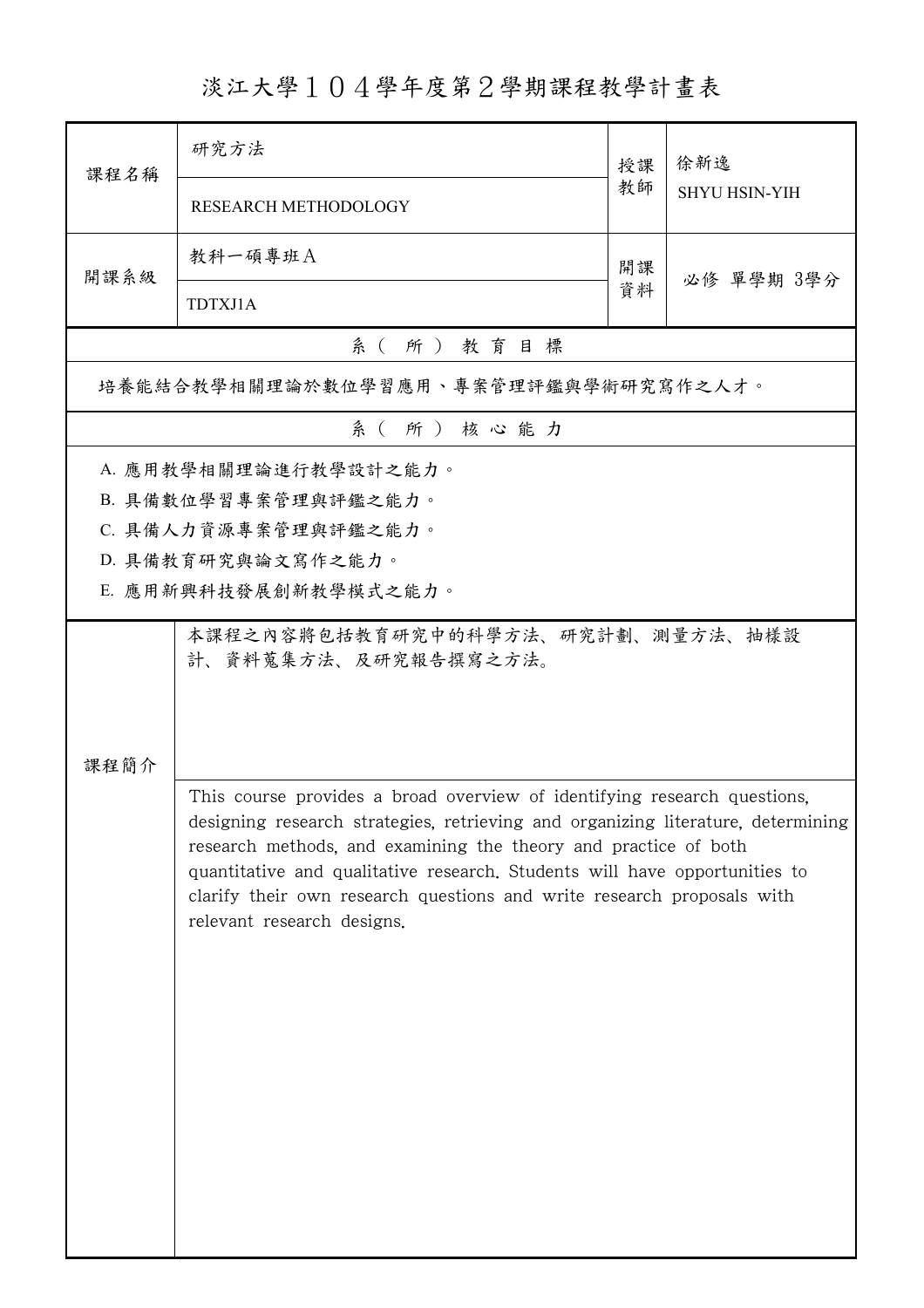# 淡江大學１０４學年度第２學期課程教學計畫表

| 課程名稱 | 研究方法<br>RESEARCH METHODOLOGY | 授課教師 | 徐新逸<br>SHYU HSIN-YIH |
|---|---|---|---|
| 開課系級 | 教科一碩專班Ａ<br>TDTXJ1A | 開課資料 | 必修 單學期 3學分 |

## 系（所）教育目標

培養能結合教學相關理論於數位學習應用、專案管理評鑑與學術研究寫作之人才。

## 系（所）核心能力

A. 應用教學相關理論進行教學設計之能力。

B. 具備數位學習專案管理與評鑑之能力。

C. 具備人力資源專案管理與評鑑之能力。

D. 具備教育研究與論文寫作之能力。

E. 應用新興科技發展創新教學模式之能力。

## 課程簡介

本課程之內容將包括教育研究中的科學方法、研究計劃、測量方法、抽樣設計、資料蒐集方法、及研究報告撰寫之方法。

This course provides a broad overview of identifying research questions, designing research strategies, retrieving and organizing literature, determining research methods, and examining the theory and practice of both quantitative and qualitative research. Students will have opportunities to clarify their own research questions and write research proposals with relevant research designs.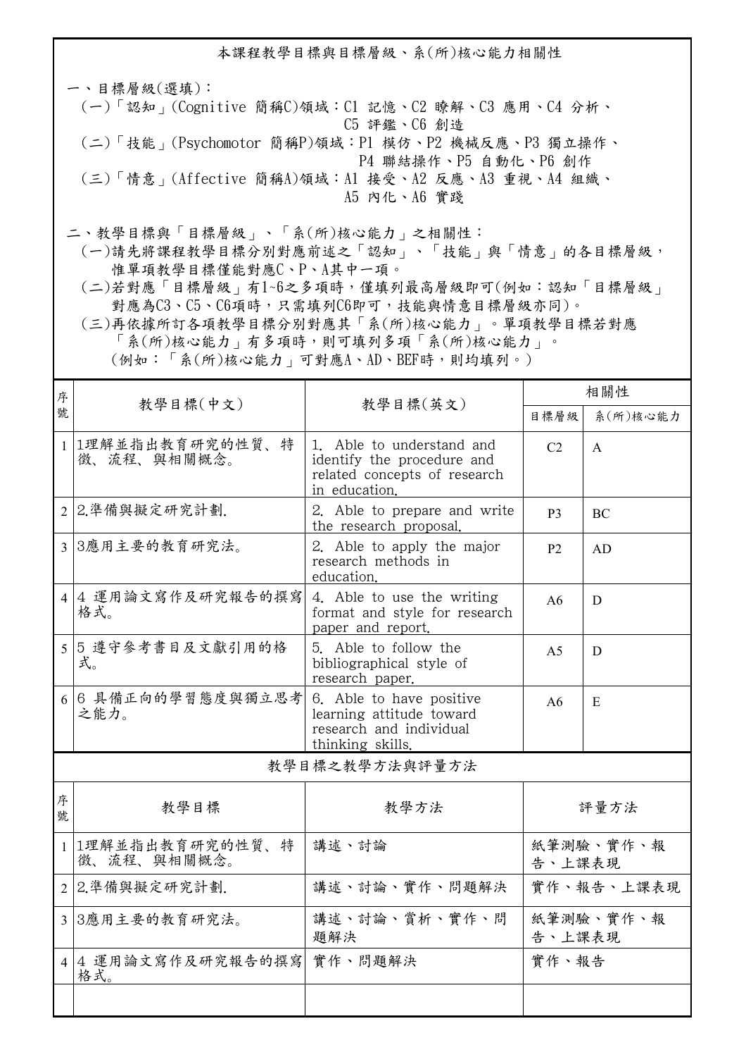## 本課程教學目標與目標層級、系(所)核心能力相關性

一、目標層級(選填)：

(一)「認知」(Cognitive 簡稱C)領域：C1 記憶、C2 瞭解、C3 應用、C4 分析、C5 評鑑、C6 創造

(二)「技能」(Psychomotor 簡稱P)領域：P1 模仿、P2 機械反應、P3 獨立操作、P4 聯結操作、P5 自動化、P6 創作

(三)「情意」(Affective 簡稱A)領域：A1 接受、A2 反應、A3 重視、A4 組織、A5 內化、A6 實踐

二、教學目標與「目標層級」、「系(所)核心能力」之相關性：

(一)請先將課程教學目標分別對應前述之「認知」、「技能」與「情意」的各目標層級，惟單項教學目標僅能對應C、P、A其中一項。

(二)若對應「目標層級」有1~6之多項時，僅填列最高層級即可(例如：認知「目標層級」對應為C3、C5、C6項時，只需填列C6即可，技能與情意目標層級亦同)。

(三)再依據所訂各項教學目標分別對應其「系(所)核心能力」。單項教學目標若對應「系(所)核心能力」有多項時，則可填列多項「系(所)核心能力」。(例如：「系(所)核心能力」可對應A、AD、BEF時，則均填列。)

| 序號 | 教學目標(中文) | 教學目標(英文) | 相關性 | |
|---|---|---|---|---|
| | | | 目標層級 | 系(所)核心能力 |
| 1 | 1理解並指出教育研究的性質、特徵、流程、與相關概念。 | 1. Able to understand and identify the procedure and related concepts of research in education. | C2 | A |
| 2 | 2.準備與擬定研究計劃. | 2. Able to prepare and write the research proposal. | P3 | BC |
| 3 | 3應用主要的教育研究法。 | 2. Able to apply the major research methods in education. | P2 | AD |
| 4 | 4 運用論文寫作及研究報告的撰寫格式。 | 4. Able to use the writing format and style for research paper and report. | A6 | D |
| 5 | 5 遵守參考書目及文獻引用的格式。 | 5. Able to follow the bibliographical style of research paper. | A5 | D |
| 6 | 6 具備正向的學習態度與獨立思考之能力。 | 6. Able to have positive learning attitude toward research and individual thinking skills. | A6 | E |

## 教學目標之教學方法與評量方法

| 序號 | 教學目標 | 教學方法 | 評量方法 |
|---|---|---|---|
| 1 | 1理解並指出教育研究的性質、特徵、流程、與相關概念。 | 講述、討論 | 紙筆測驗、實作、報告、上課表現 |
| 2 | 2.準備與擬定研究計劃. | 講述、討論、實作、問題解決 | 實作、報告、上課表現 |
| 3 | 3應用主要的教育研究法。 | 講述、討論、賞析、實作、問題解決 | 紙筆測驗、實作、報告、上課表現 |
| 4 | 4 運用論文寫作及研究報告的撰寫格式。 | 實作、問題解決 | 實作、報告 |
| | | | |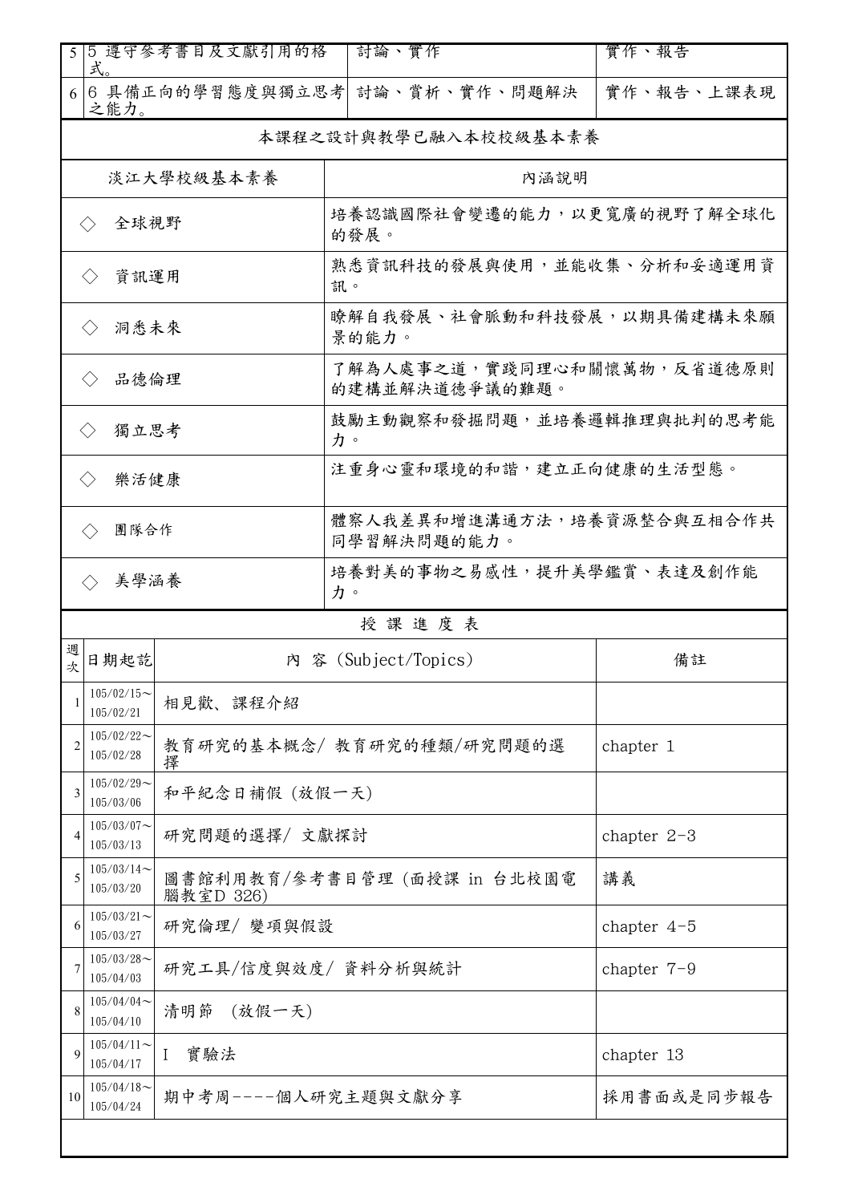| | | | |
|---|---|---|---|
| 5 | 5 遵守參考書目及文獻引用的格式。 | 討論、實作 | 實作、報告 |
| 6 | 6 具備正向的學習態度與獨立思考之能力。 | 討論、賞析、實作、問題解決 | 實作、報告、上課表現 |

本課程之設計與教學已融入本校校級基本素養

| 淡江大學校級基本素養 | 內涵說明 |
|---|---|
| ◇ 全球視野 | 培養認識國際社會變遷的能力，以更寬廣的視野了解全球化的發展。 |
| ◇ 資訊運用 | 熟悉資訊科技的發展與使用，並能收集、分析和妥適運用資訊。 |
| ◇ 洞悉未來 | 瞭解自我發展、社會脈動和科技發展，以期具備建構未來願景的能力。 |
| ◇ 品德倫理 | 了解為人處事之道，實踐同理心和關懷萬物，反省道德原則的建構並解決道德爭議的難題。 |
| ◇ 獨立思考 | 鼓勵主動觀察和發掘問題，並培養邏輯推理與批判的思考能力。 |
| ◇ 樂活健康 | 注重身心靈和環境的和諧，建立正向健康的生活型態。 |
| ◇ 團隊合作 | 體察人我差異和增進溝通方法，培養資源整合與互相合作共同學習解決問題的能力。 |
| ◇ 美學涵養 | 培養對美的事物之易感性，提升美學鑑賞、表達及創作能力。 |

授 課 進 度 表

| 週次 | 日期起訖 | 內 容 (Subject/Topics) | 備註 |
|---|---|---|---|
| 1 | 105/02/15～105/02/21 | 相見歡、課程介紹 | |
| 2 | 105/02/22～105/02/28 | 教育研究的基本概念/ 教育研究的種類/研究問題的選擇 | chapter 1 |
| 3 | 105/02/29～105/03/06 | 和平紀念日補假 (放假一天) | |
| 4 | 105/03/07～105/03/13 | 研究問題的選擇/ 文獻探討 | chapter 2-3 |
| 5 | 105/03/14～105/03/20 | 圖書館利用教育/參考書目管理 (面授課 in 台北校園電腦教室D 326) | 講義 |
| 6 | 105/03/21～105/03/27 | 研究倫理/ 變項與假設 | chapter 4-5 |
| 7 | 105/03/28～105/04/03 | 研究工具/信度與效度/ 資料分析與統計 | chapter 7-9 |
| 8 | 105/04/04～105/04/10 | 清明節 (放假一天) | |
| 9 | 105/04/11～105/04/17 | I 實驗法 | chapter 13 |
| 10 | 105/04/18～105/04/24 | 期中考周----個人研究主題與文獻分享 | 採用書面或是同步報告 |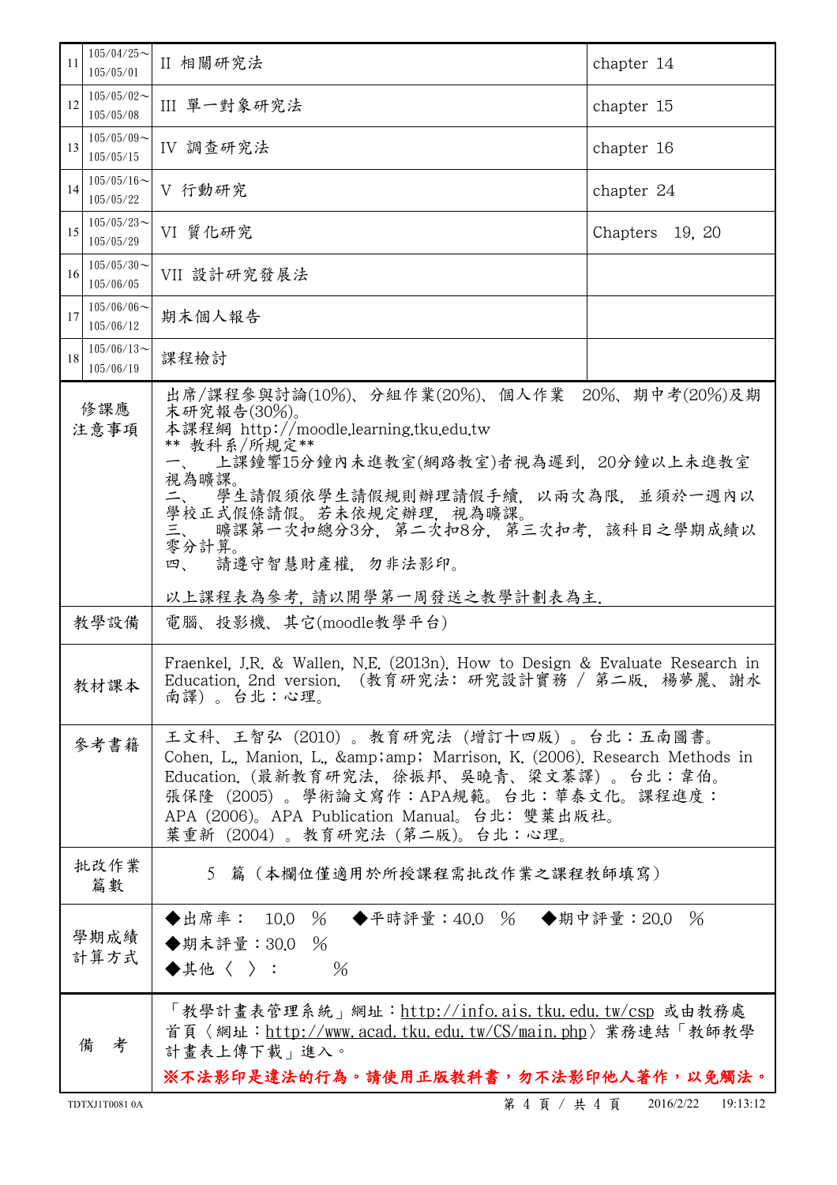| | | | |
|---|---|---|---|
| 11 | 105/04/25～105/05/01 | II 相關研究法 | chapter 14 |
| 12 | 105/05/02～105/05/08 | III 單一對象研究法 | chapter 15 |
| 13 | 105/05/09～105/05/15 | IV 調查研究法 | chapter 16 |
| 14 | 105/05/16～105/05/22 | V 行動研究 | chapter 24 |
| 15 | 105/05/23～105/05/29 | VI 質化研究 | Chapters 19, 20 |
| 16 | 105/05/30～105/06/05 | VII 設計研究發展法 | |
| 17 | 105/06/06～105/06/12 | 期末個人報告 | |
| 18 | 105/06/13～105/06/19 | 課程檢討 | |

| | |
|---|---|
| 修課應注意事項 | 出席/課程參與討論(10%)、分組作業(20%)、個人作業 20%、期中考(20%)及期末研究報告(30%)。<br>本課程網 http://moodle.learning.tku.edu.tw<br>** 教科系/所規定**<br>一、 上課鐘響15分鐘內未進教室(網路教室)者視為遲到，20分鐘以上未進教室視為曠課。<br>二、 學生請假須依學生請假規則辦理請假手續，以兩次為限，並須於一週內以學校正式假條請假。若未依規定辦理，視為曠課。<br>三、 曠課第一次扣總分3分，第二次扣8分，第三次扣考，該科目之學期成績以零分計算。<br>四、 請遵守智慧財產權，勿非法影印。<br><br>以上課程表為參考，請以開學第一周發送之教學計劃表為主. |
| 教學設備 | 電腦、投影機、其它(moodle教學平台) |
| 教材課本 | Fraenkel, J.R. & Wallen, N.E. (2013n). How to Design & Evaluate Research in Education, 2nd version. （教育研究法：研究設計實務 / 第二版，楊夢麗、謝水南譯）。台北：心理。 |
| 參考書籍 | 王文科、王智弘 (2010) 。教育研究法（增訂十四版）。台北：五南圖書。<br>Cohen, L., Manion, L., &amp;amp; Marrison, K. (2006). Research Methods in Education.（最新教育研究法，徐振邦、吳曉青、梁文蓁譯）。台北：韋伯。<br>張保隆 (2005) 。學術論文寫作：APA規範。台北：華泰文化。課程進度：<br>APA (2006). APA Publication Manual。台北：雙葉出版社。<br>葉重新 (2004) 。教育研究法（第二版）。台北：心理。 |
| 批改作業篇數 | 5 篇（本欄位僅適用於所授課程需批改作業之課程教師填寫） |
| 學期成績計算方式 | ◆出席率： 10.0 % ◆平時評量：40.0 % ◆期中評量：20.0 %<br>◆期末評量：30.0 %<br>◆其他〈 〉： % |
| 備 考 | 「教學計畫表管理系統」網址：http://info.ais.tku.edu.tw/csp 或由教務處首頁〈網址：http://www.acad.tku.edu.tw/CS/main.php〉業務連結「教師教學計畫表上傳下載」進入。<br>**※不法影印是違法的行為。請使用正版教科書，勿不法影印他人著作，以免觸法。** |

TDTXJ1T0081 0A 2016/2/22 19:13:12